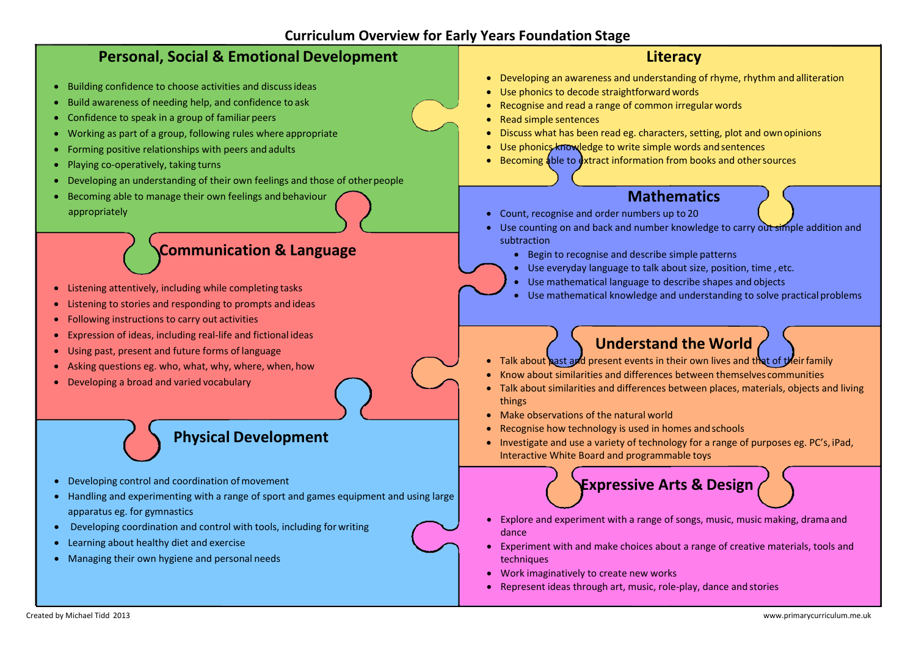# Curriculum Overview for Early Years Foundation Stage

## Personal, Social & Emotional Development

- Building confidence to choose activities and discuss ideas
- Build awareness of needing help, and confidence to ask
- Confidence to speak in a group of familiar peers
- Working as part of a group, following rules where appropriate
- Forming positive relationships with peers and adults
- Playing co-operatively, taking turns
- Developing an understanding of their own feelings and those of other people
- Becoming able to manage their own feelings and behaviour appropriately

## Literacy

- Developing an awareness and understanding of rhyme, rhythm and alliteration
- Use phonics to decode straightforward words
- Recognise and read a range of common irregular words
- Read simple sentences
- Discuss what has been read eg. characters, setting, plot and own opinions
- Use phonics knowledge to write simple words and sentences
- Becoming able to extract information from books and other sources

## Communication & Language

- Listening attentively, including while completing tasks
- Listening to stories and responding to prompts and ideas
- Following instructions to carry out activities
- Expression of ideas, including real-life and fictional ideas
- Using past, present and future forms of language
- Asking questions eg. who, what, why, where, when, how
- Developing a broad and varied vocabulary

## Mathematics

- Count, recognise and order numbers up to 20
- Use counting on and back and number knowledge to carry out simple addition and subtraction
  - Begin to recognise and describe simple patterns
  - Use everyday language to talk about size, position, time , etc.
  - Use mathematical language to describe shapes and objects
  - Use mathematical knowledge and understanding to solve practical problems

## Understand the World

- Talk about past and present events in their own lives and that of their family
- Know about similarities and differences between themselves communities
- Talk about similarities and differences between places, materials, objects and living things
- Make observations of the natural world
- Recognise how technology is used in homes and schools
- Investigate and use a variety of technology for a range of purposes eg. PC's, iPad, Interactive White Board and programmable toys

## Physical Development

- Developing control and coordination of movement
- Handling and experimenting with a range of sport and games equipment and using large apparatus eg. for gymnastics
- Developing coordination and control with tools, including for writing
- Learning about healthy diet and exercise
- Managing their own hygiene and personal needs

## Expressive Arts & Design

- Explore and experiment with a range of songs, music, music making, drama and dance
- Experiment with and make choices about a range of creative materials, tools and techniques
- Work imaginatively to create new works
- Represent ideas through art, music, role-play, dance and stories

Created by Michael Tidd 2013

www.primarycurriculum.me.uk